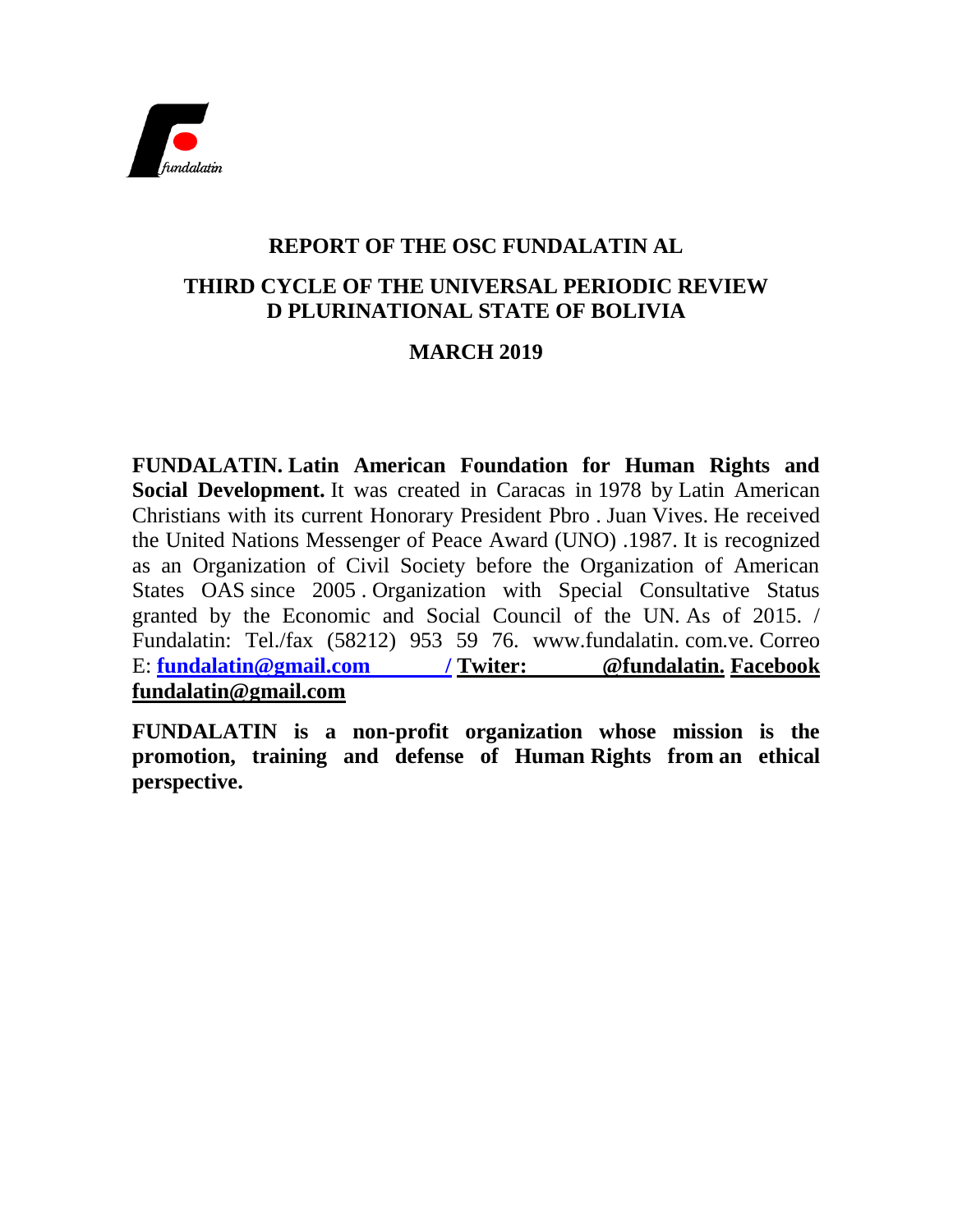fundalatin

# REPORT OF THE OSC FUNDALATIN AL

# THIRD CYCLE OF THE UNIVERSAL PERIODIC REVIEW D PLURINATIONAL STATE OF BOLIVIA

## MARCH 2019

**FUNDALATIN. Latin American Foundation for Human Rights and Social Development.** It was created in Caracas in 1978 by Latin American Christians with its current Honorary President Pbro . Juan Vives. He received the United Nations Messenger of Peace Award (UNO) .1987. It is recognized as an Organization of Civil Society before the Organization of American States OAS since 2005 . Organization with Special Consultative Status granted by the Economic and Social Council of the UN. As of 2015. / Fundalatin: Tel./fax (58212) 953 59 76. www.fundalatin. com.ve. Correo E: **fundalatin@gmail.com / Twiter: @fundalatin. Facebook fundalatin@gmail.com**

**FUNDALATIN is a non-profit organization whose mission is the promotion, training and defense of Human Rights from an ethical perspective.**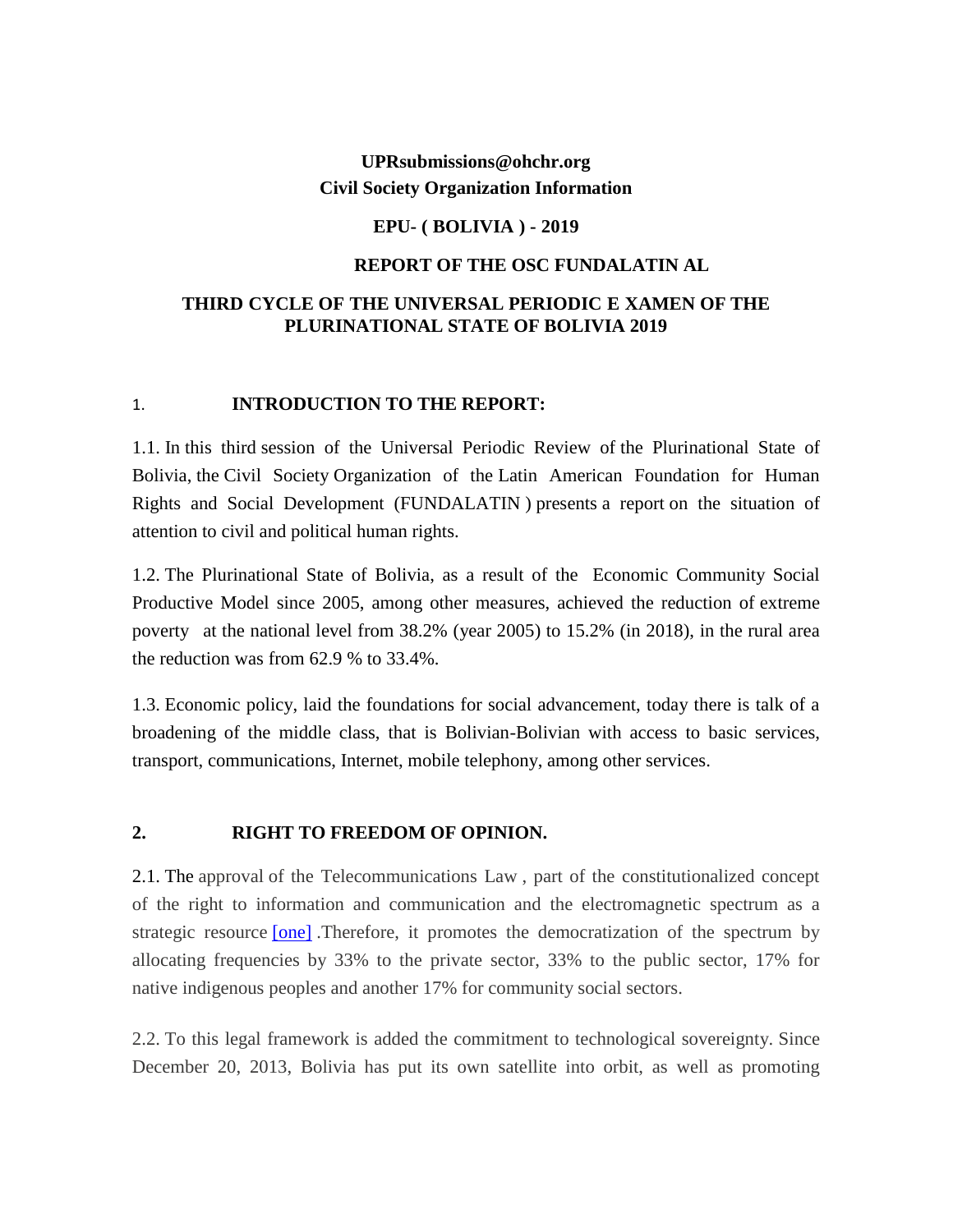**UPRsubmissions@ohchr.org**
**Civil Society Organization Information**

**EPU- ( BOLIVIA ) - 2019**

**REPORT OF THE OSC FUNDALATIN AL**

**THIRD CYCLE OF THE UNIVERSAL PERIODIC E XAMEN OF THE PLURINATIONAL STATE OF BOLIVIA 2019**

## 1. INTRODUCTION TO THE REPORT:

1.1. In this third session of the Universal Periodic Review of the Plurinational State of Bolivia, the Civil Society Organization of the Latin American Foundation for Human Rights and Social Development (FUNDALATIN ) presents a report on the situation of attention to civil and political human rights.

1.2. The Plurinational State of Bolivia, as a result of the Economic Community Social Productive Model since 2005, among other measures, achieved the reduction of extreme poverty at the national level from 38.2% (year 2005) to 15.2% (in 2018), in the rural area the reduction was from 62.9 % to 33.4%.

1.3. Economic policy, laid the foundations for social advancement, today there is talk of a broadening of the middle class, that is Bolivian-Bolivian with access to basic services, transport, communications, Internet, mobile telephony, among other services.

## 2. RIGHT TO FREEDOM OF OPINION.

2.1. The approval of the Telecommunications Law , part of the constitutionalized concept of the right to information and communication and the electromagnetic spectrum as a strategic resource [one] .Therefore, it promotes the democratization of the spectrum by allocating frequencies by 33% to the private sector, 33% to the public sector, 17% for native indigenous peoples and another 17% for community social sectors.

2.2. To this legal framework is added the commitment to technological sovereignty. Since December 20, 2013, Bolivia has put its own satellite into orbit, as well as promoting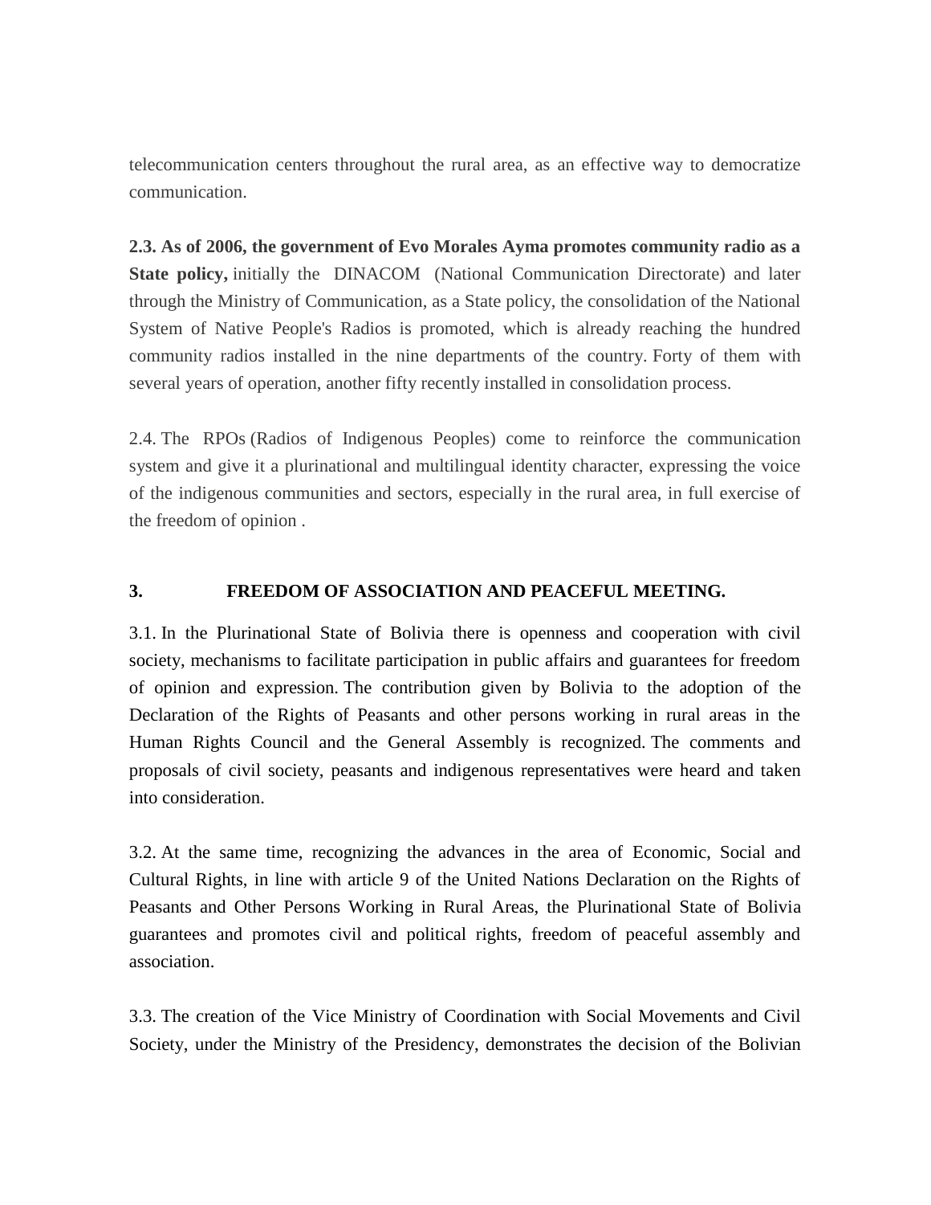telecommunication centers throughout the rural area, as an effective way to democratize communication.

**2.3. As of 2006, the government of Evo Morales Ayma promotes community radio as a State policy,** initially the DINACOM (National Communication Directorate) and later through the Ministry of Communication, as a State policy, the consolidation of the National System of Native People's Radios is promoted, which is already reaching the hundred community radios installed in the nine departments of the country. Forty of them with several years of operation, another fifty recently installed in consolidation process.

2.4. The RPOs (Radios of Indigenous Peoples) come to reinforce the communication system and give it a plurinational and multilingual identity character, expressing the voice of the indigenous communities and sectors, especially in the rural area, in full exercise of the freedom of opinion .

## 3. FREEDOM OF ASSOCIATION AND PEACEFUL MEETING.

3.1. In the Plurinational State of Bolivia there is openness and cooperation with civil society, mechanisms to facilitate participation in public affairs and guarantees for freedom of opinion and expression. The contribution given by Bolivia to the adoption of the Declaration of the Rights of Peasants and other persons working in rural areas in the Human Rights Council and the General Assembly is recognized. The comments and proposals of civil society, peasants and indigenous representatives were heard and taken into consideration.

3.2. At the same time, recognizing the advances in the area of Economic, Social and Cultural Rights, in line with article 9 of the United Nations Declaration on the Rights of Peasants and Other Persons Working in Rural Areas, the Plurinational State of Bolivia guarantees and promotes civil and political rights, freedom of peaceful assembly and association.

3.3. The creation of the Vice Ministry of Coordination with Social Movements and Civil Society, under the Ministry of the Presidency, demonstrates the decision of the Bolivian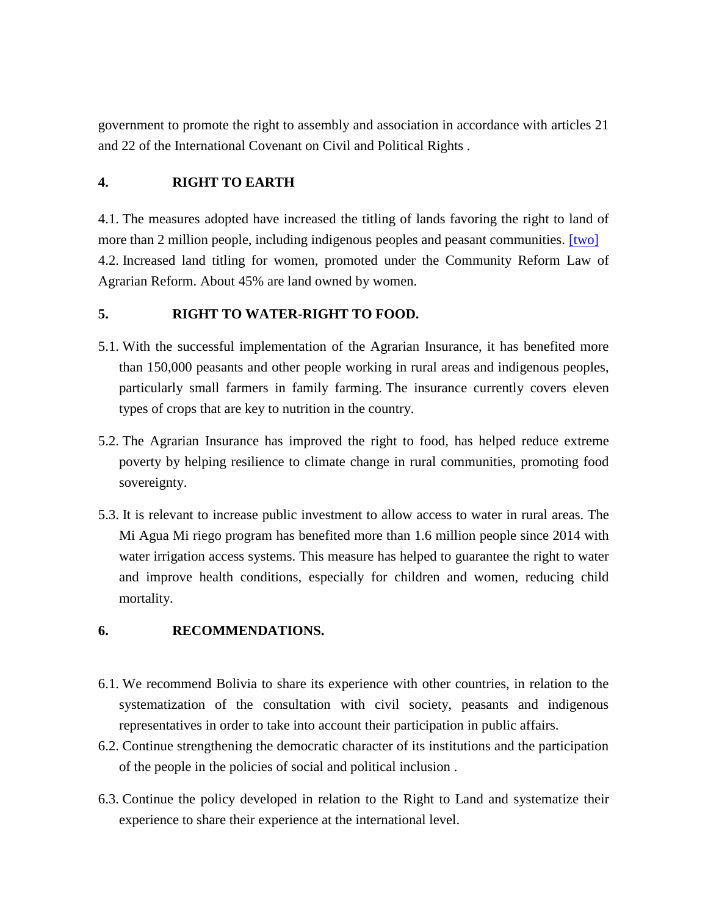government to promote the right to assembly and association in accordance with articles 21 and 22 of the International Covenant on Civil and Political Rights .

## 4. RIGHT TO EARTH

4.1. The measures adopted have increased the titling of lands favoring the right to land of more than 2 million people, including indigenous peoples and peasant communities. [two]
4.2. Increased land titling for women, promoted under the Community Reform Law of Agrarian Reform. About 45% are land owned by women.

## 5. RIGHT TO WATER-RIGHT TO FOOD.

5.1. With the successful implementation of the Agrarian Insurance, it has benefited more than 150,000 peasants and other people working in rural areas and indigenous peoples, particularly small farmers in family farming. The insurance currently covers eleven types of crops that are key to nutrition in the country.

5.2. The Agrarian Insurance has improved the right to food, has helped reduce extreme poverty by helping resilience to climate change in rural communities, promoting food sovereignty.

5.3. It is relevant to increase public investment to allow access to water in rural areas. The Mi Agua Mi riego program has benefited more than 1.6 million people since 2014 with water irrigation access systems. This measure has helped to guarantee the right to water and improve health conditions, especially for children and women, reducing child mortality.

## 6. RECOMMENDATIONS.

6.1. We recommend Bolivia to share its experience with other countries, in relation to the systematization of the consultation with civil society, peasants and indigenous representatives in order to take into account their participation in public affairs.

6.2. Continue strengthening the democratic character of its institutions and the participation of the people in the policies of social and political inclusion .

6.3. Continue the policy developed in relation to the Right to Land and systematize their experience to share their experience at the international level.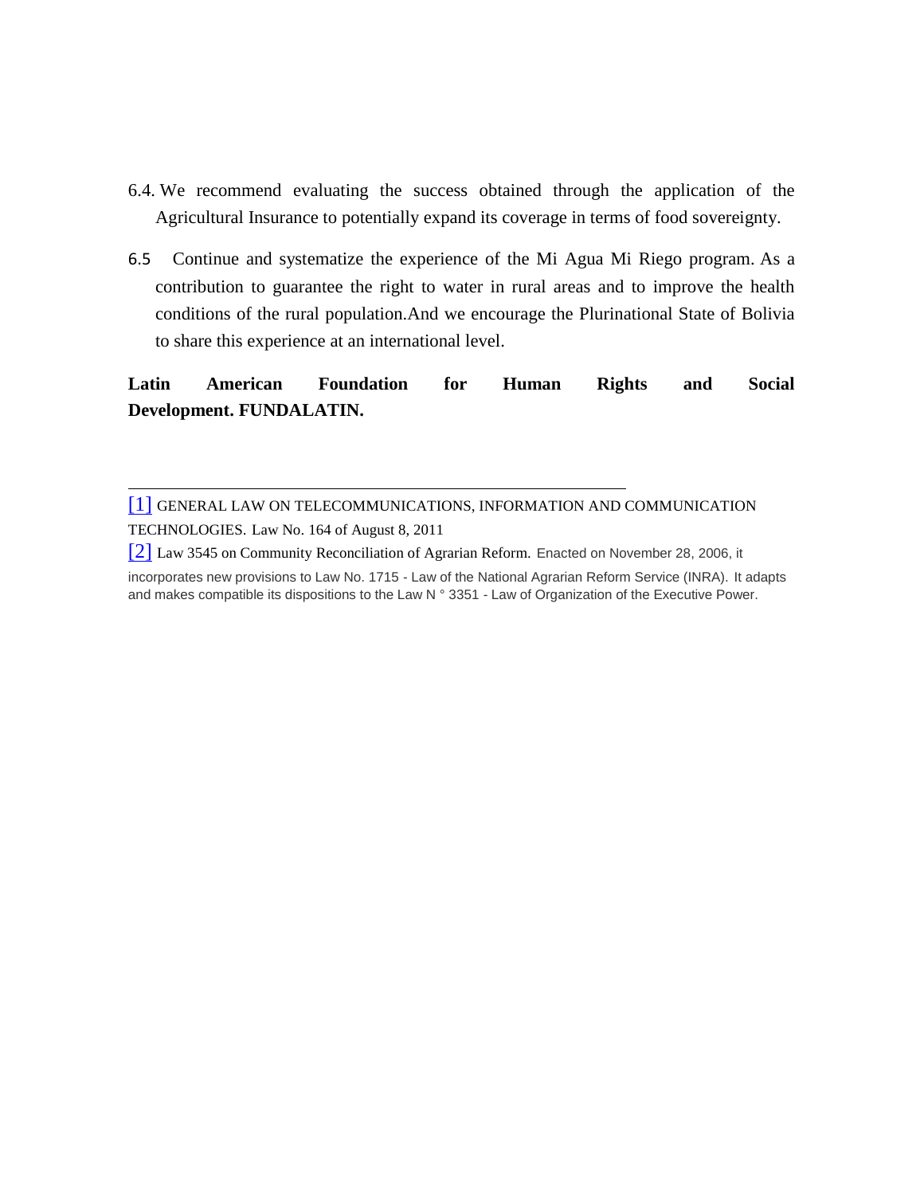6.4. We recommend evaluating the success obtained through the application of the Agricultural Insurance to potentially expand its coverage in terms of food sovereignty.

6.5 Continue and systematize the experience of the Mi Agua Mi Riego program. As a contribution to guarantee the right to water in rural areas and to improve the health conditions of the rural population.And we encourage the Plurinational State of Bolivia to share this experience at an international level.

**Latin American Foundation for Human Rights and Social Development. FUNDALATIN.**

---

[1] GENERAL LAW ON TELECOMMUNICATIONS, INFORMATION AND COMMUNICATION TECHNOLOGIES. Law No. 164 of August 8, 2011

[2] Law 3545 on Community Reconciliation of Agrarian Reform. Enacted on November 28, 2006, it incorporates new provisions to Law No. 1715 - Law of the National Agrarian Reform Service (INRA). It adapts and makes compatible its dispositions to the Law N ° 3351 - Law of Organization of the Executive Power.